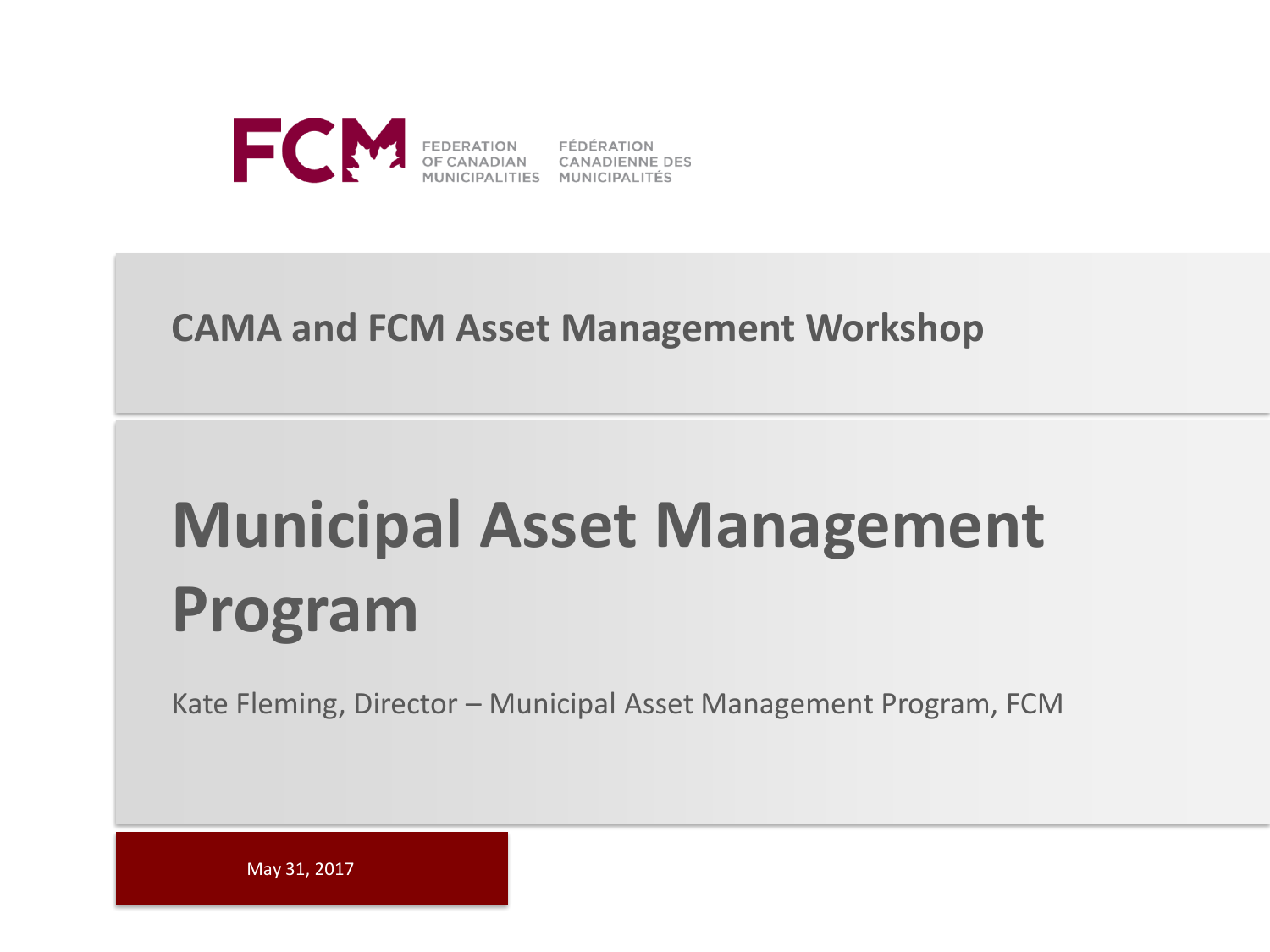FCM FEDERATION OF CANADIAN MUNICIPALITIES | FÉDÉRATION CANADIENNE DES MUNICIPALITÉS

## CAMA and FCM Asset Management Workshop

# Municipal Asset Management Program

Kate Fleming, Director – Municipal Asset Management Program, FCM

May 31, 2017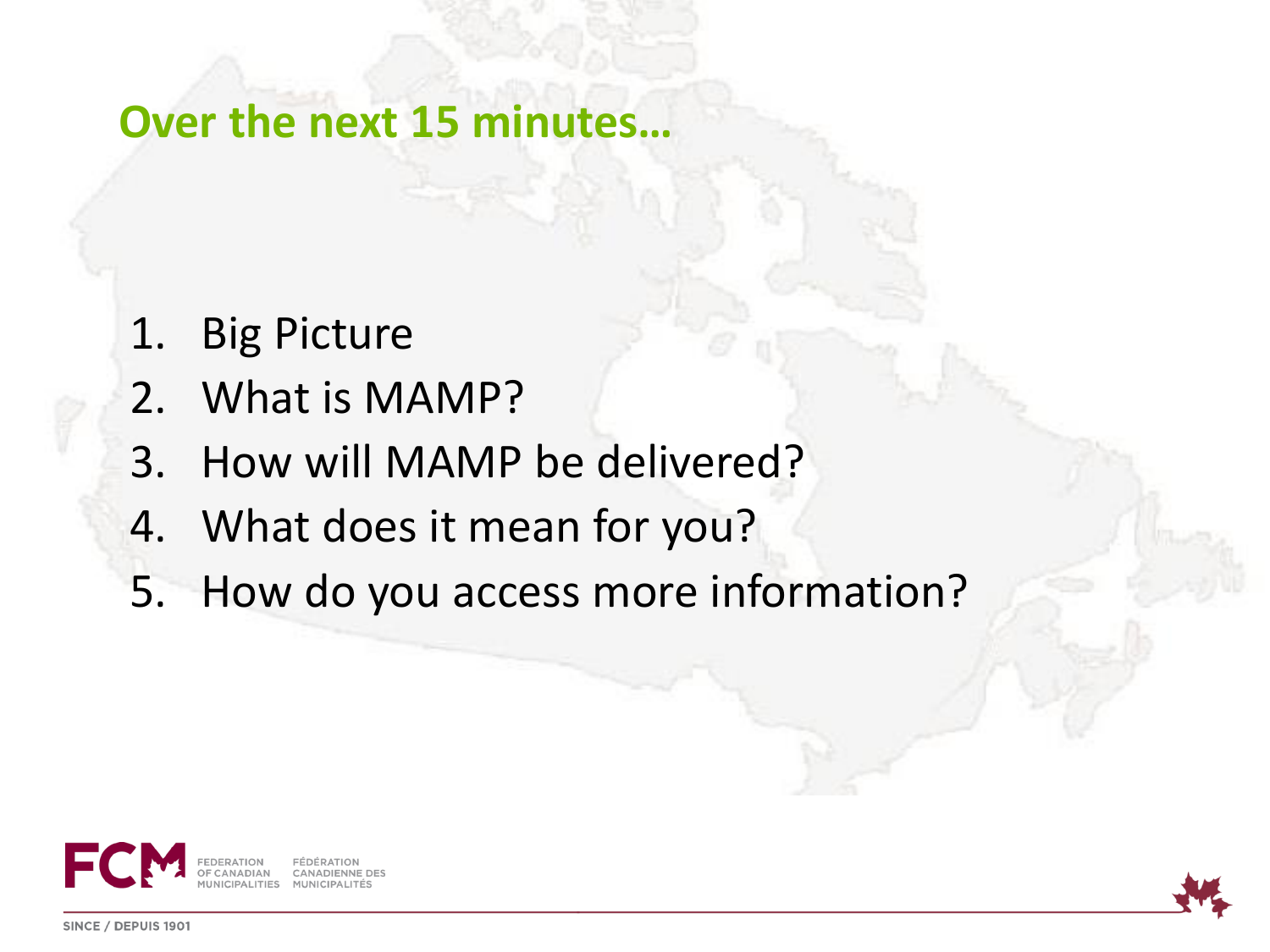## Over the next 15 minutes…

1. Big Picture
2. What is MAMP?
3. How will MAMP be delivered?
4. What does it mean for you?
5. How do you access more information?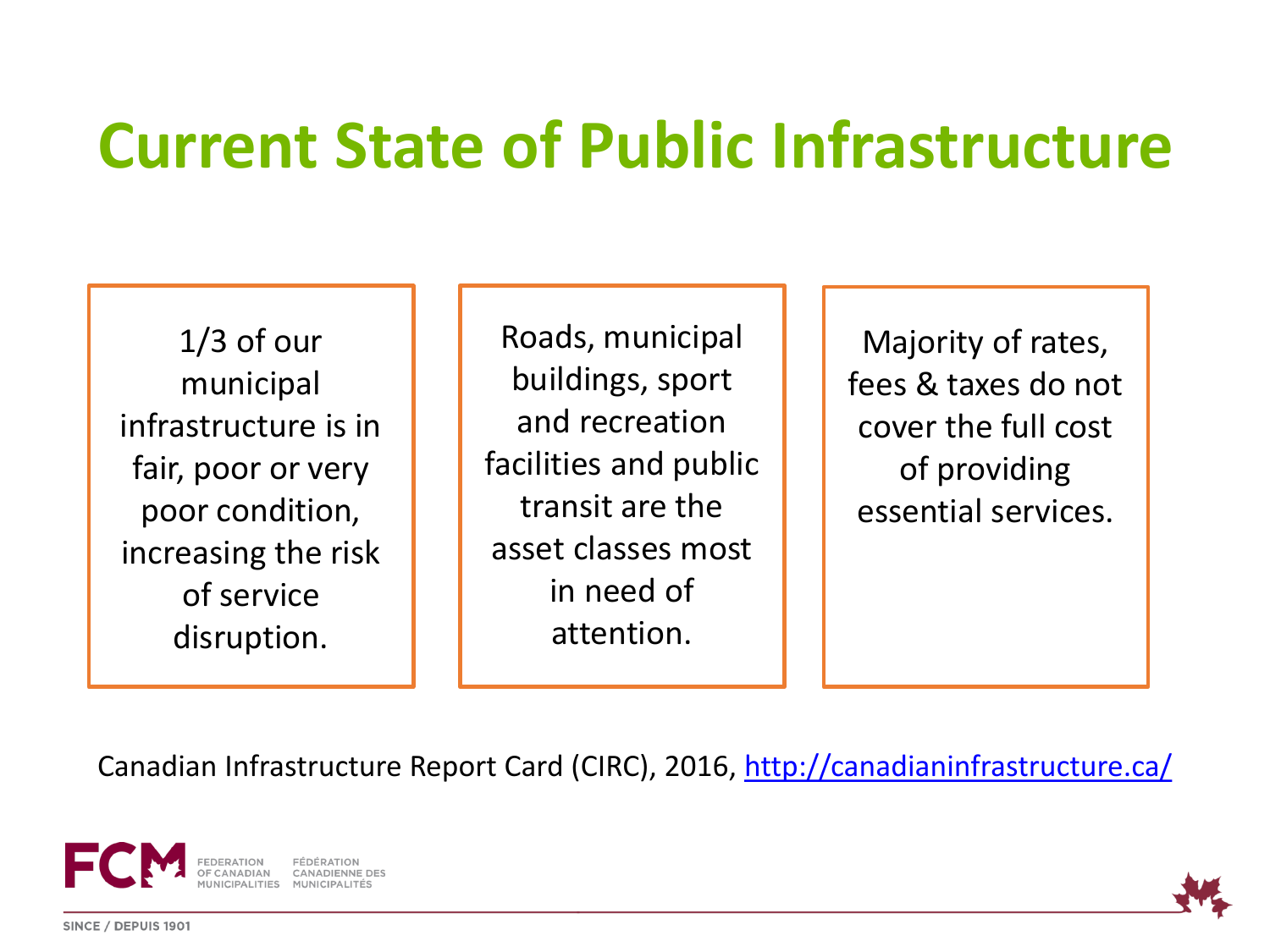# Current State of Public Infrastructure

1/3 of our municipal infrastructure is in fair, poor or very poor condition, increasing the risk of service disruption.

Roads, municipal buildings, sport and recreation facilities and public transit are the asset classes most in need of attention.

Majority of rates, fees & taxes do not cover the full cost of providing essential services.

Canadian Infrastructure Report Card (CIRC), 2016, http://canadianinfrastructure.ca/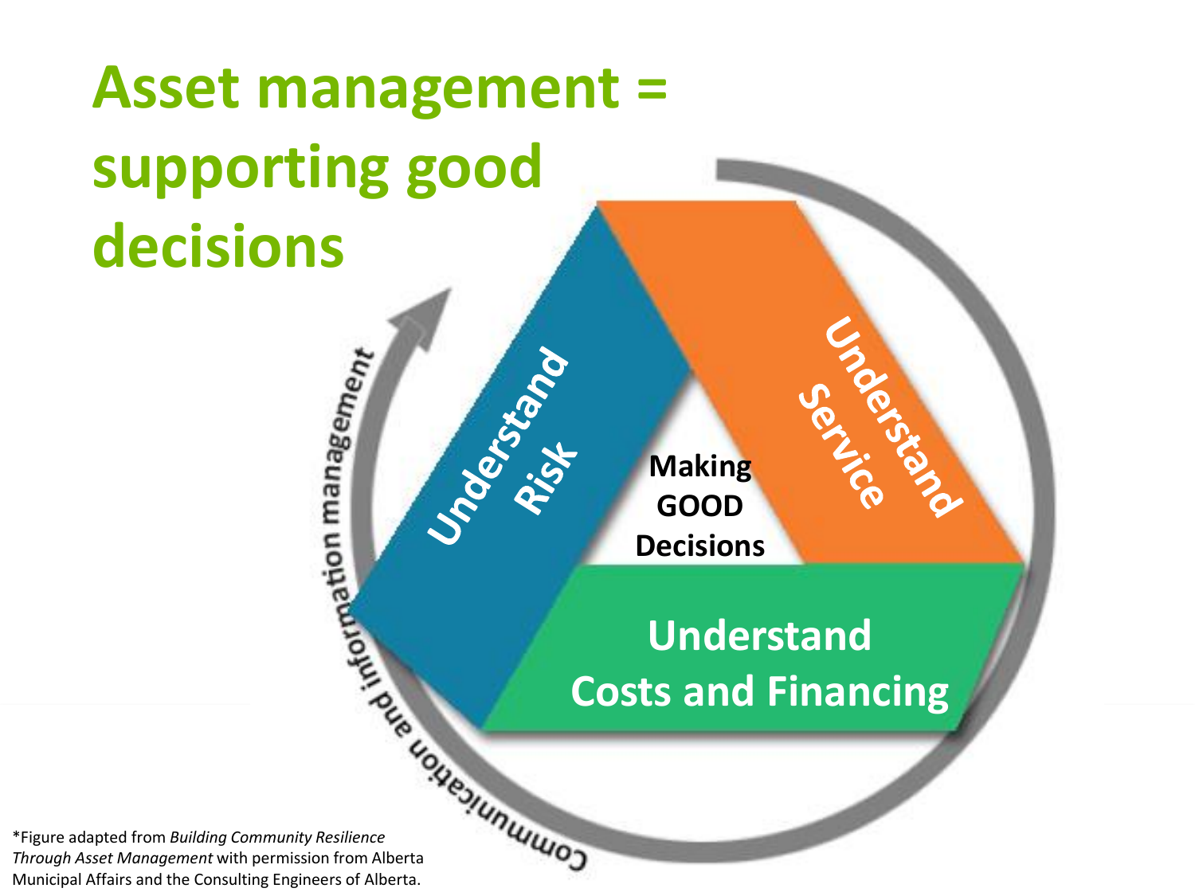# Asset management = supporting good decisions

Understand Risk

Understand Service

Making GOOD Decisions

Understand Costs and Financing

Communication and information management

*Figure adapted from *Building Community Resilience Through Asset Management* with permission from Alberta Municipal Affairs and the Consulting Engineers of Alberta.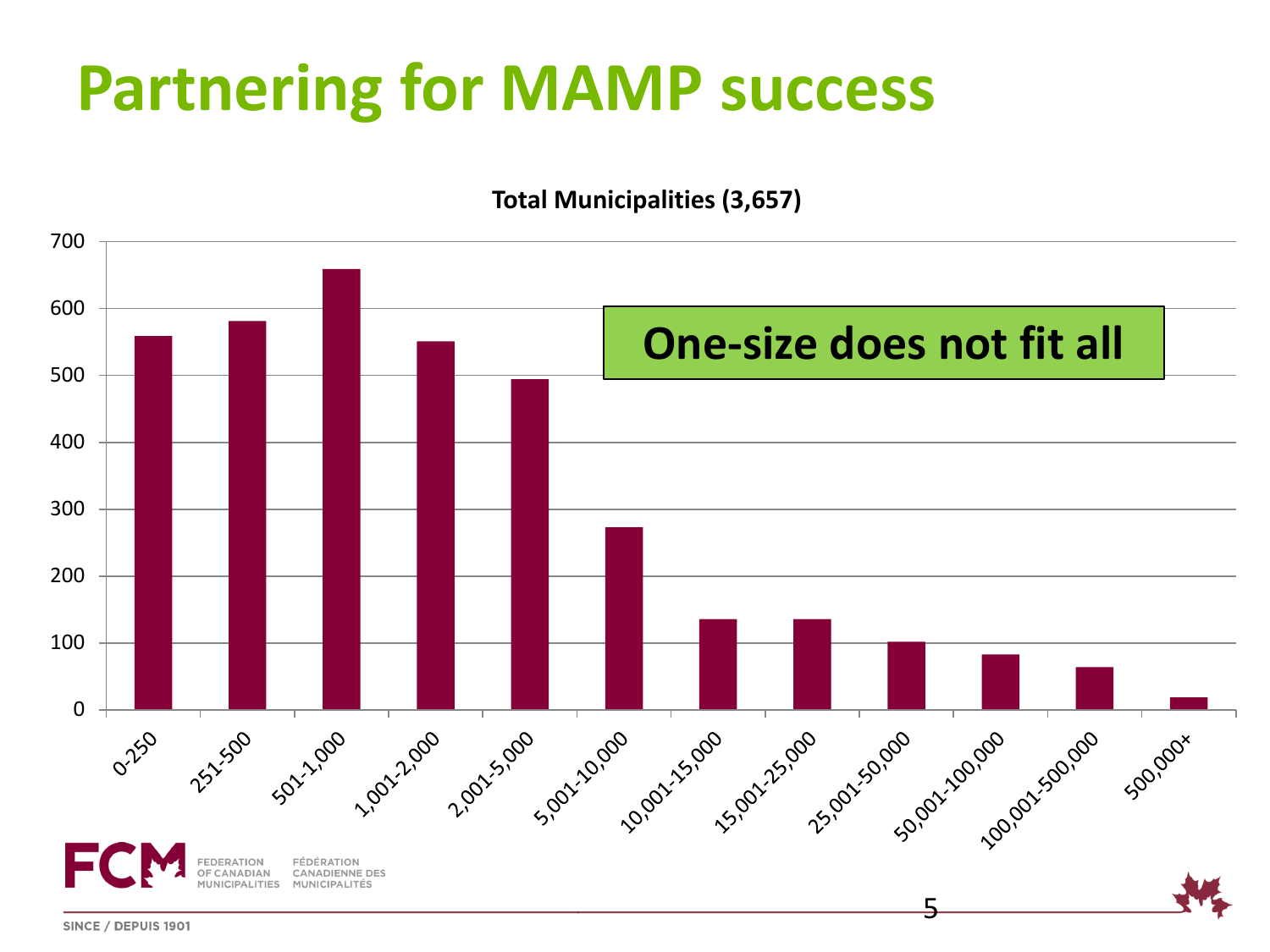# Partnering for MAMP success

**Total Municipalities (3,657)**

| Population | Number of municipalities (approx.) |
| --- | --- |
| 0-250 | 558 |
| 251-500 | 580 |
| 501-1,000 | 658 |
| 1,001-2,000 | 550 |
| 2,001-5,000 | 494 |
| 5,001-10,000 | 273 |
| 10,001-15,000 | 135 |
| 15,001-25,000 | 135 |
| 25,001-50,000 | 101 |
| 50,001-100,000 | 82 |
| 100,001-500,000 | 63 |
| 500,000+ | 18 |

**One-size does not fit all**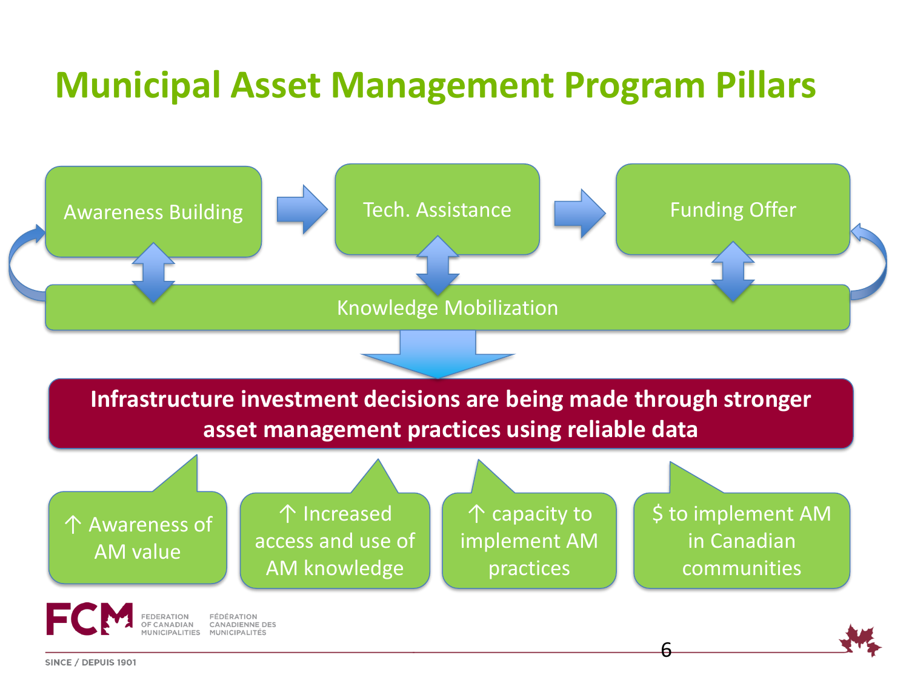# Municipal Asset Management Program Pillars

Awareness Building → Tech. Assistance → Funding Offer

Knowledge Mobilization

**Infrastructure investment decisions are being made through stronger asset management practices using reliable data**

- ↑ Awareness of AM value
- ↑ Increased access and use of AM knowledge
- ↑ capacity to implement AM practices
- $ to implement AM in Canadian communities

FCM FEDERATION OF CANADIAN MUNICIPALITIES FÉDÉRATION CANADIENNE DES MUNICIPALITÉS

SINCE / DEPUIS 1901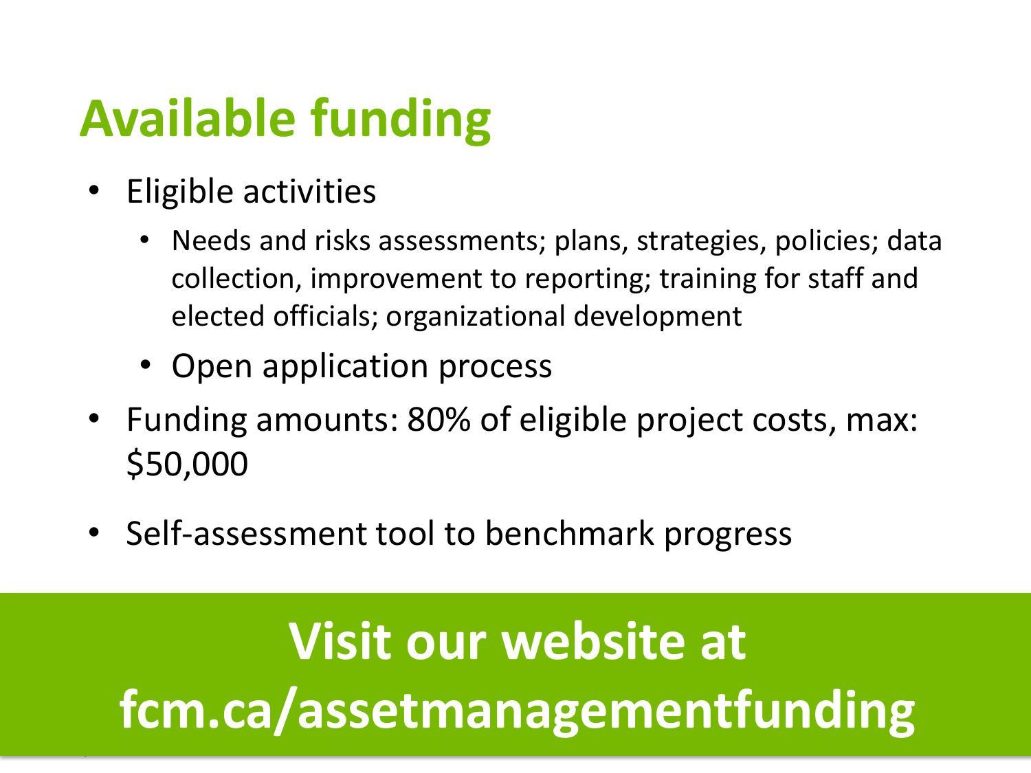# Available funding

- Eligible activities
  - Needs and risks assessments; plans, strategies, policies; data collection, improvement to reporting; training for staff and elected officials; organizational development
  - Open application process
- Funding amounts: 80% of eligible project costs, max: $50,000
- Self-assessment tool to benchmark progress

**Visit our website at fcm.ca/assetmanagementfunding**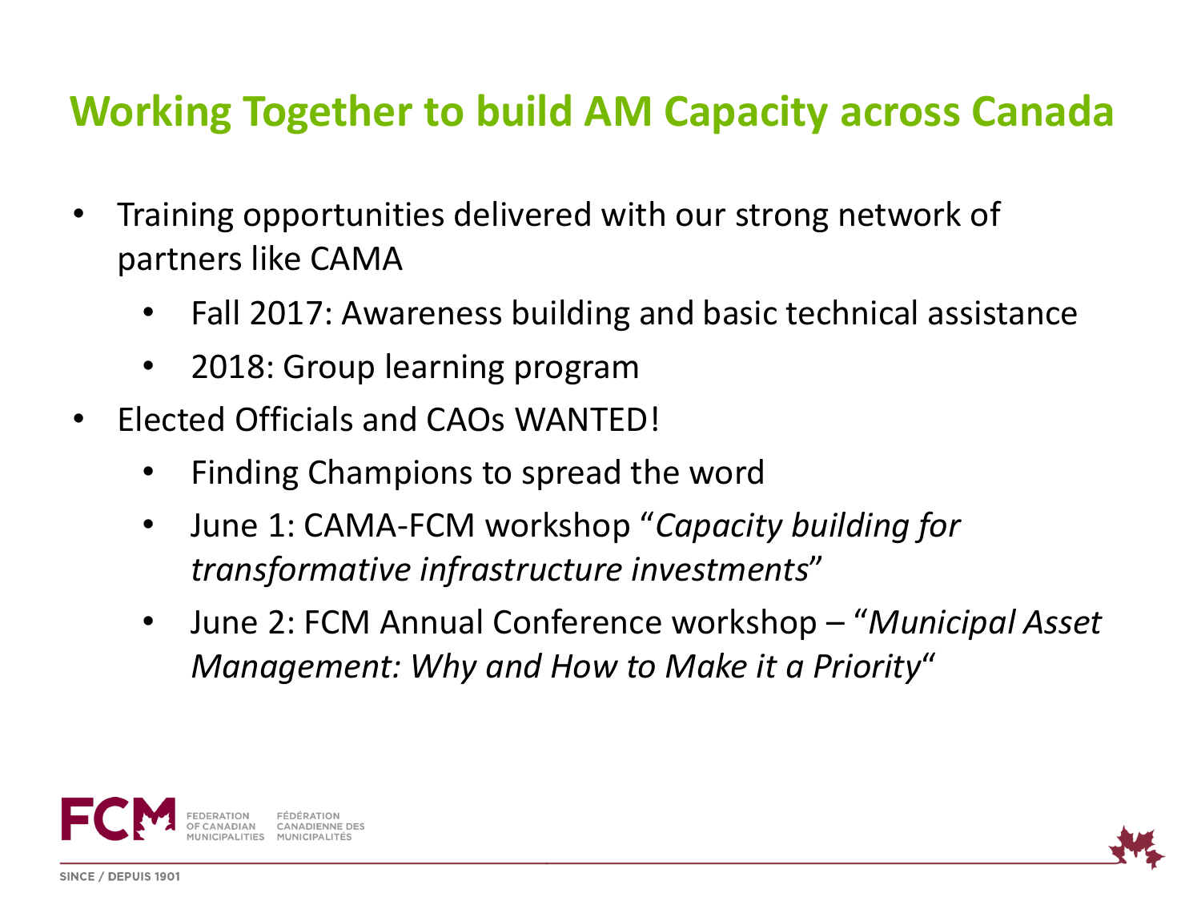# Working Together to build AM Capacity across Canada

- Training opportunities delivered with our strong network of partners like CAMA
  - Fall 2017: Awareness building and basic technical assistance
  - 2018: Group learning program
- Elected Officials and CAOs WANTED!
  - Finding Champions to spread the word
  - June 1: CAMA-FCM workshop "*Capacity building for transformative infrastructure investments*"
  - June 2: FCM Annual Conference workshop – "*Municipal Asset Management: Why and How to Make it a Priority*"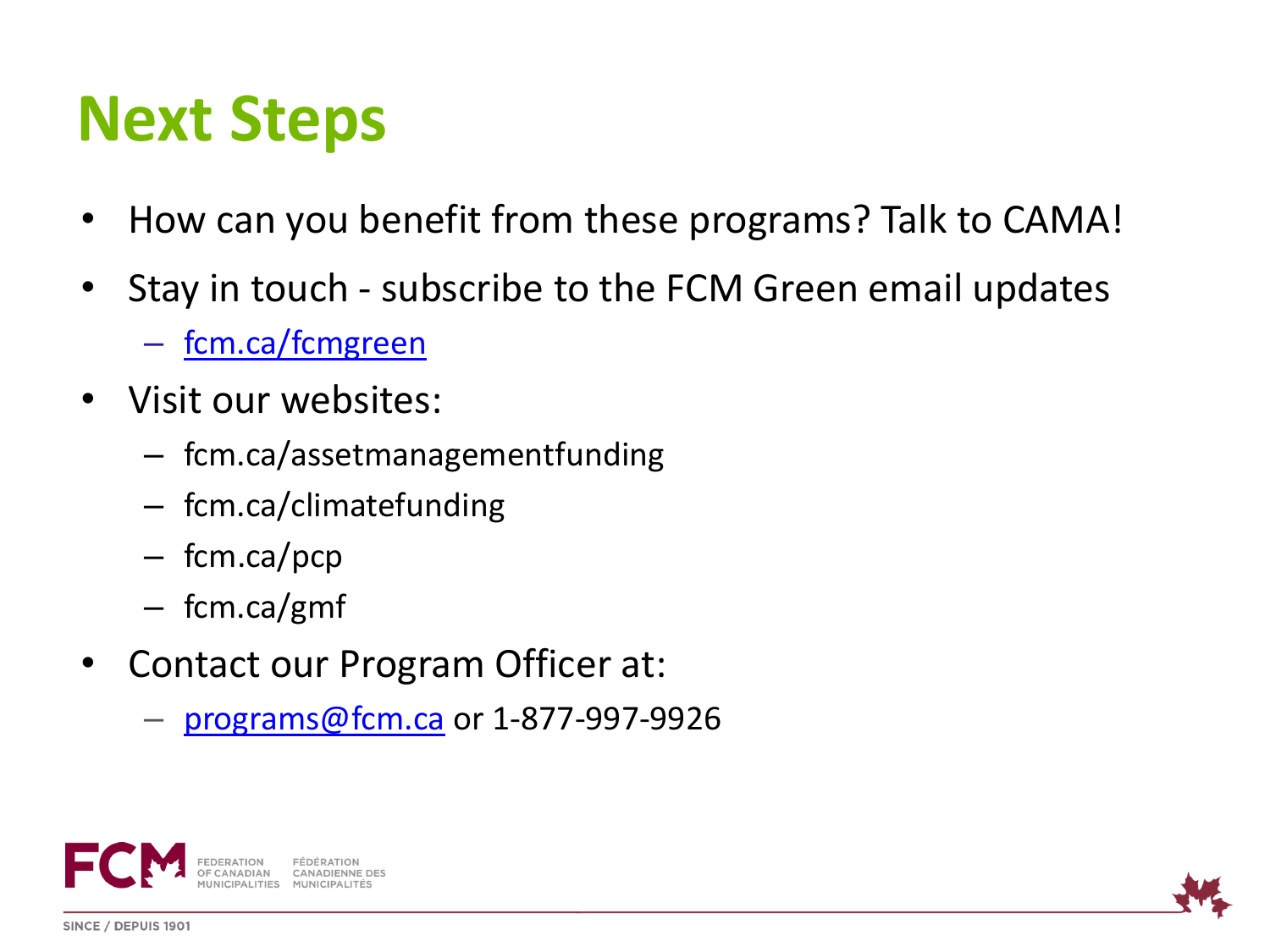# Next Steps

- How can you benefit from these programs? Talk to CAMA!
- Stay in touch - subscribe to the FCM Green email updates
  - fcm.ca/fcmgreen
- Visit our websites:
  - fcm.ca/assetmanagementfunding
  - fcm.ca/climatefunding
  - fcm.ca/pcp
  - fcm.ca/gmf
- Contact our Program Officer at:
  - programs@fcm.ca or 1-877-997-9926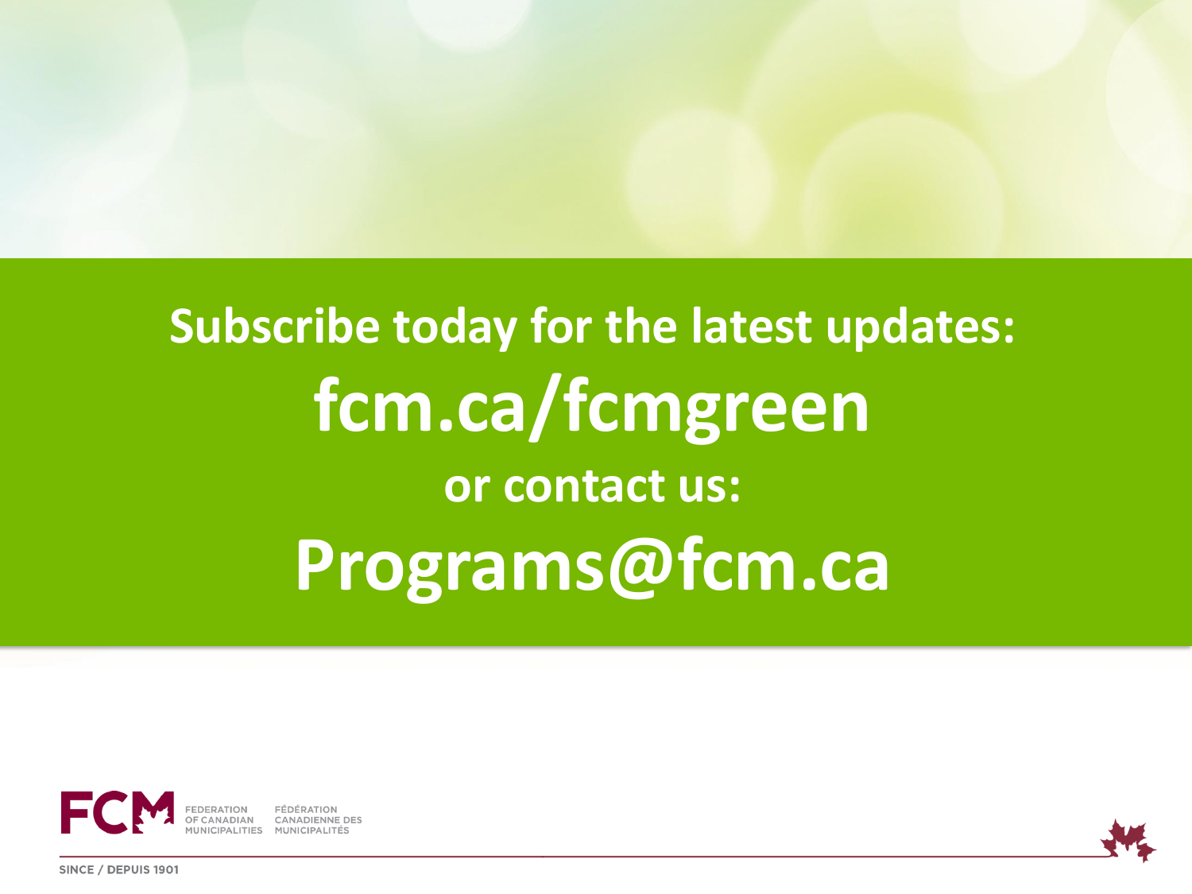**Subscribe today for the latest updates:**

# fcm.ca/fcmgreen

**or contact us:**

# Programs@fcm.ca

FCM FEDERATION OF CANADIAN MUNICIPALITIES FÉDÉRATION CANADIENNE DES MUNICIPALITÉS

SINCE / DEPUIS 1901